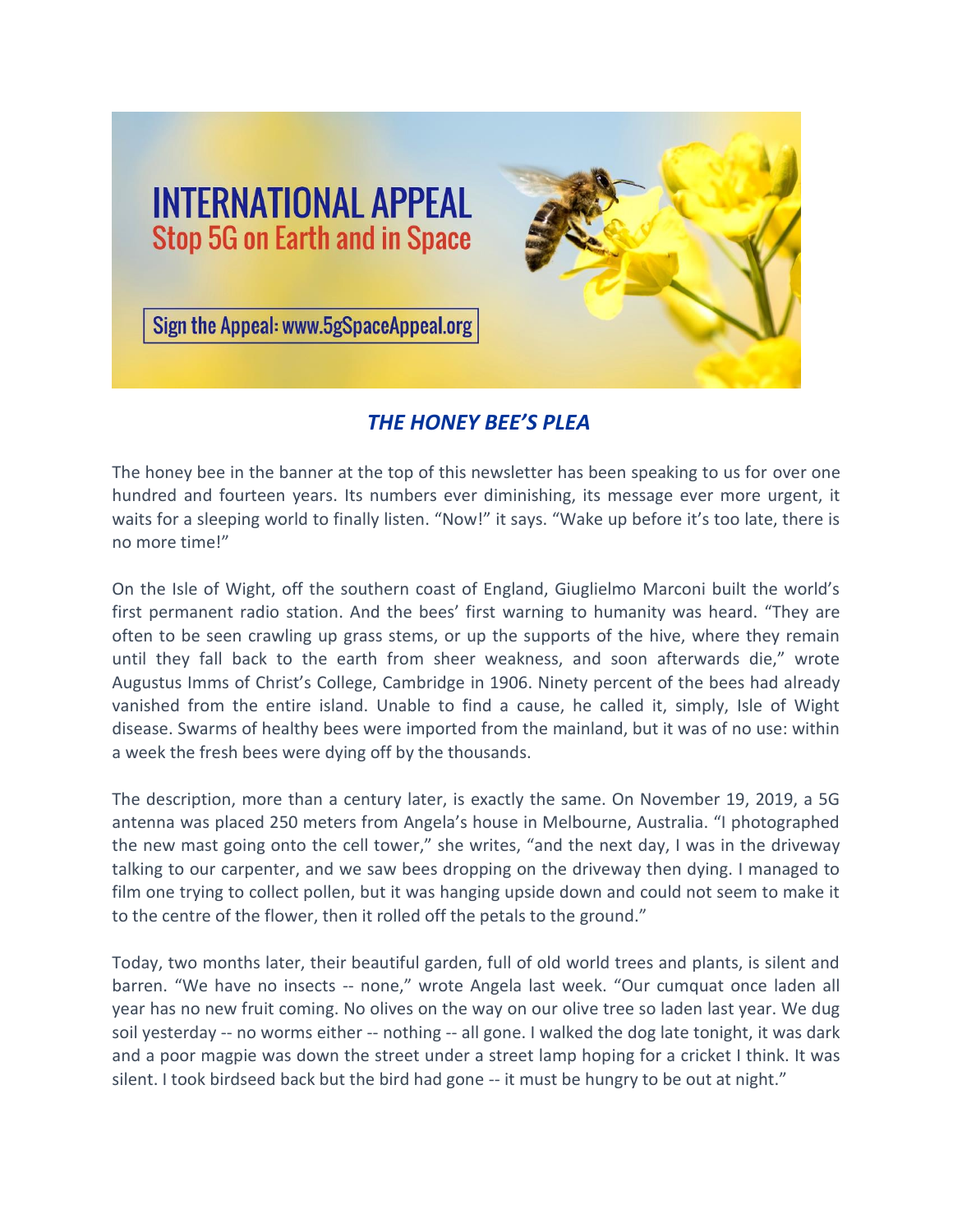INTERNATIONAL APPEAL
Stop 5G on Earth and in Space

Sign the Appeal: www.5gSpaceAppeal.org

## *THE HONEY BEE'S PLEA*

The honey bee in the banner at the top of this newsletter has been speaking to us for over one hundred and fourteen years. Its numbers ever diminishing, its message ever more urgent, it waits for a sleeping world to finally listen. "Now!" it says. "Wake up before it's too late, there is no more time!"

On the Isle of Wight, off the southern coast of England, Giuglielmo Marconi built the world's first permanent radio station. And the bees' first warning to humanity was heard. "They are often to be seen crawling up grass stems, or up the supports of the hive, where they remain until they fall back to the earth from sheer weakness, and soon afterwards die," wrote Augustus Imms of Christ's College, Cambridge in 1906. Ninety percent of the bees had already vanished from the entire island. Unable to find a cause, he called it, simply, Isle of Wight disease. Swarms of healthy bees were imported from the mainland, but it was of no use: within a week the fresh bees were dying off by the thousands.

The description, more than a century later, is exactly the same. On November 19, 2019, a 5G antenna was placed 250 meters from Angela's house in Melbourne, Australia. "I photographed the new mast going onto the cell tower," she writes, "and the next day, I was in the driveway talking to our carpenter, and we saw bees dropping on the driveway then dying. I managed to film one trying to collect pollen, but it was hanging upside down and could not seem to make it to the centre of the flower, then it rolled off the petals to the ground."

Today, two months later, their beautiful garden, full of old world trees and plants, is silent and barren. "We have no insects -- none," wrote Angela last week. "Our cumquat once laden all year has no new fruit coming. No olives on the way on our olive tree so laden last year. We dug soil yesterday -- no worms either -- nothing -- all gone. I walked the dog late tonight, it was dark and a poor magpie was down the street under a street lamp hoping for a cricket I think. It was silent. I took birdseed back but the bird had gone -- it must be hungry to be out at night."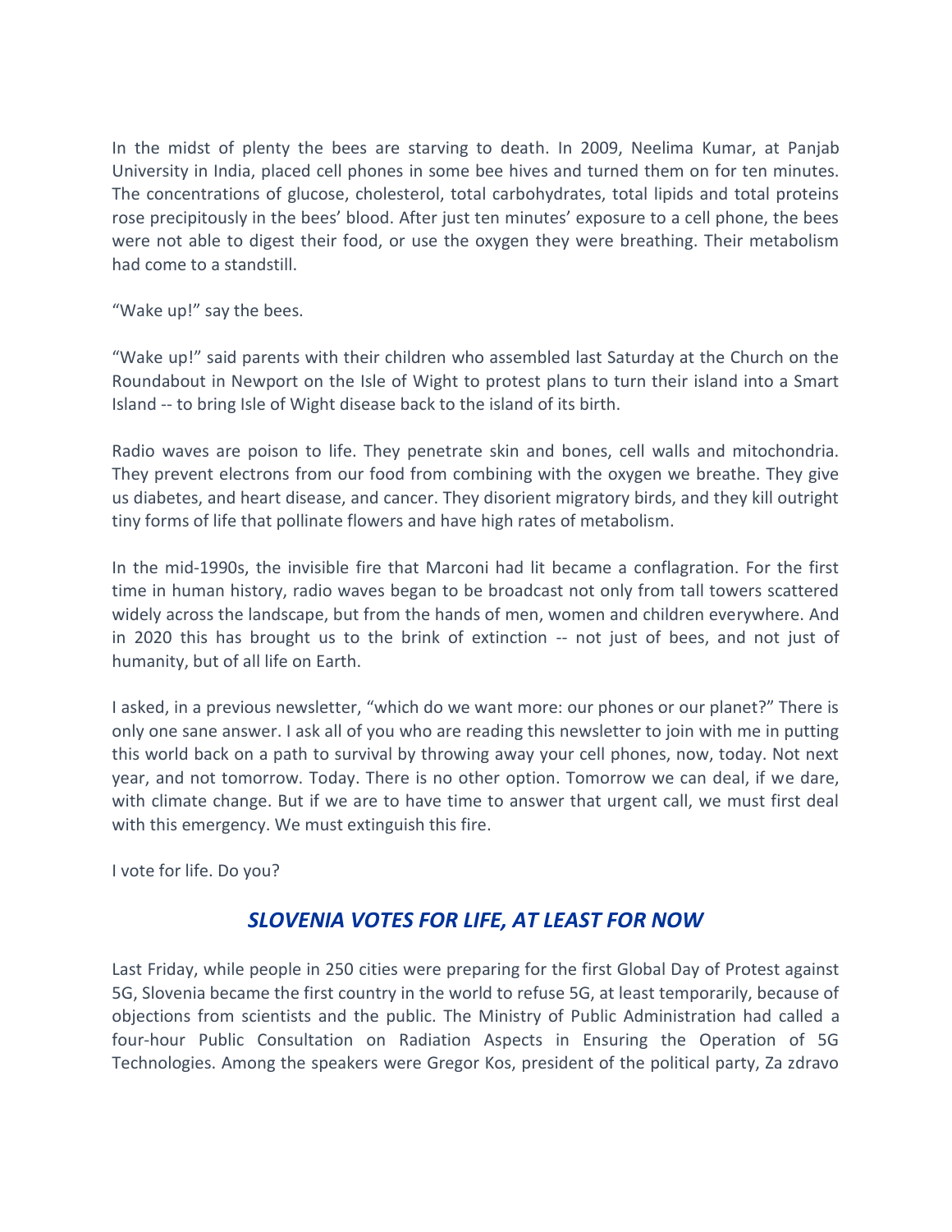In the midst of plenty the bees are starving to death. In 2009, Neelima Kumar, at Panjab University in India, placed cell phones in some bee hives and turned them on for ten minutes. The concentrations of glucose, cholesterol, total carbohydrates, total lipids and total proteins rose precipitously in the bees' blood. After just ten minutes' exposure to a cell phone, the bees were not able to digest their food, or use the oxygen they were breathing. Their metabolism had come to a standstill.

"Wake up!" say the bees.

"Wake up!" said parents with their children who assembled last Saturday at the Church on the Roundabout in Newport on the Isle of Wight to protest plans to turn their island into a Smart Island -- to bring Isle of Wight disease back to the island of its birth.

Radio waves are poison to life. They penetrate skin and bones, cell walls and mitochondria. They prevent electrons from our food from combining with the oxygen we breathe. They give us diabetes, and heart disease, and cancer. They disorient migratory birds, and they kill outright tiny forms of life that pollinate flowers and have high rates of metabolism.

In the mid-1990s, the invisible fire that Marconi had lit became a conflagration. For the first time in human history, radio waves began to be broadcast not only from tall towers scattered widely across the landscape, but from the hands of men, women and children everywhere. And in 2020 this has brought us to the brink of extinction -- not just of bees, and not just of humanity, but of all life on Earth.

I asked, in a previous newsletter, "which do we want more: our phones or our planet?" There is only one sane answer. I ask all of you who are reading this newsletter to join with me in putting this world back on a path to survival by throwing away your cell phones, now, today. Not next year, and not tomorrow. Today. There is no other option. Tomorrow we can deal, if we dare, with climate change. But if we are to have time to answer that urgent call, we must first deal with this emergency. We must extinguish this fire.

I vote for life. Do you?

## *SLOVENIA VOTES FOR LIFE, AT LEAST FOR NOW*

Last Friday, while people in 250 cities were preparing for the first Global Day of Protest against 5G, Slovenia became the first country in the world to refuse 5G, at least temporarily, because of objections from scientists and the public. The Ministry of Public Administration had called a four-hour Public Consultation on Radiation Aspects in Ensuring the Operation of 5G Technologies. Among the speakers were Gregor Kos, president of the political party, Za zdravo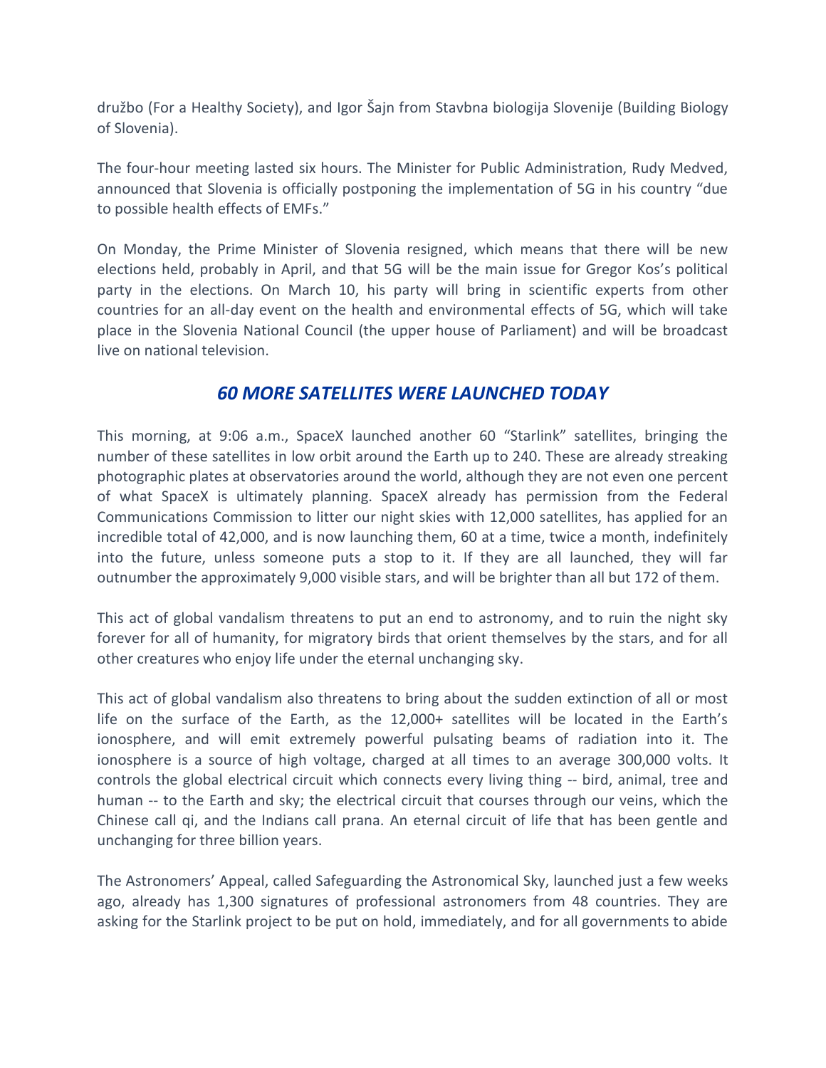družbo (For a Healthy Society), and Igor Šajn from Stavbna biologija Slovenije (Building Biology of Slovenia).

The four-hour meeting lasted six hours. The Minister for Public Administration, Rudy Medved, announced that Slovenia is officially postponing the implementation of 5G in his country "due to possible health effects of EMFs."

On Monday, the Prime Minister of Slovenia resigned, which means that there will be new elections held, probably in April, and that 5G will be the main issue for Gregor Kos's political party in the elections. On March 10, his party will bring in scientific experts from other countries for an all-day event on the health and environmental effects of 5G, which will take place in the Slovenia National Council (the upper house of Parliament) and will be broadcast live on national television.

## *60 MORE SATELLITES WERE LAUNCHED TODAY*

This morning, at 9:06 a.m., SpaceX launched another 60 "Starlink" satellites, bringing the number of these satellites in low orbit around the Earth up to 240. These are already streaking photographic plates at observatories around the world, although they are not even one percent of what SpaceX is ultimately planning. SpaceX already has permission from the Federal Communications Commission to litter our night skies with 12,000 satellites, has applied for an incredible total of 42,000, and is now launching them, 60 at a time, twice a month, indefinitely into the future, unless someone puts a stop to it. If they are all launched, they will far outnumber the approximately 9,000 visible stars, and will be brighter than all but 172 of them.

This act of global vandalism threatens to put an end to astronomy, and to ruin the night sky forever for all of humanity, for migratory birds that orient themselves by the stars, and for all other creatures who enjoy life under the eternal unchanging sky.

This act of global vandalism also threatens to bring about the sudden extinction of all or most life on the surface of the Earth, as the 12,000+ satellites will be located in the Earth's ionosphere, and will emit extremely powerful pulsating beams of radiation into it. The ionosphere is a source of high voltage, charged at all times to an average 300,000 volts. It controls the global electrical circuit which connects every living thing -- bird, animal, tree and human -- to the Earth and sky; the electrical circuit that courses through our veins, which the Chinese call qi, and the Indians call prana. An eternal circuit of life that has been gentle and unchanging for three billion years.

The Astronomers' Appeal, called Safeguarding the Astronomical Sky, launched just a few weeks ago, already has 1,300 signatures of professional astronomers from 48 countries. They are asking for the Starlink project to be put on hold, immediately, and for all governments to abide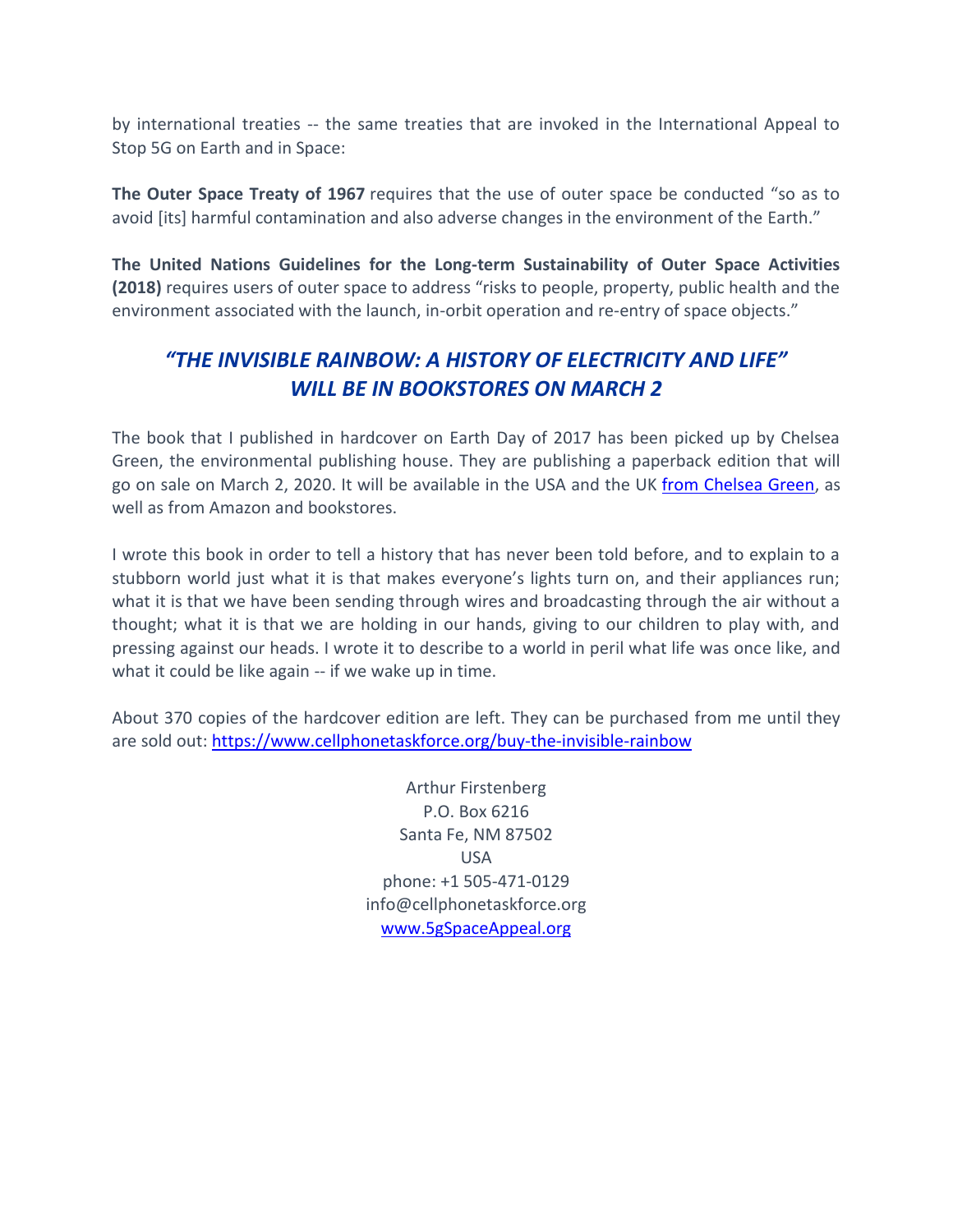by international treaties -- the same treaties that are invoked in the International Appeal to Stop 5G on Earth and in Space:

**The Outer Space Treaty of 1967** requires that the use of outer space be conducted "so as to avoid [its] harmful contamination and also adverse changes in the environment of the Earth."

**The United Nations Guidelines for the Long-term Sustainability of Outer Space Activities (2018)** requires users of outer space to address "risks to people, property, public health and the environment associated with the launch, in-orbit operation and re-entry of space objects."

## *"THE INVISIBLE RAINBOW: A HISTORY OF ELECTRICITY AND LIFE" WILL BE IN BOOKSTORES ON MARCH 2*

The book that I published in hardcover on Earth Day of 2017 has been picked up by Chelsea Green, the environmental publishing house. They are publishing a paperback edition that will go on sale on March 2, 2020. It will be available in the USA and the UK [from Chelsea Green](), as well as from Amazon and bookstores.

I wrote this book in order to tell a history that has never been told before, and to explain to a stubborn world just what it is that makes everyone's lights turn on, and their appliances run; what it is that we have been sending through wires and broadcasting through the air without a thought; what it is that we are holding in our hands, giving to our children to play with, and pressing against our heads. I wrote it to describe to a world in peril what life was once like, and what it could be like again -- if we wake up in time.

About 370 copies of the hardcover edition are left. They can be purchased from me until they are sold out: https://www.cellphonetaskforce.org/buy-the-invisible-rainbow

Arthur Firstenberg
P.O. Box 6216
Santa Fe, NM 87502
USA
phone: +1 505-471-0129
info@cellphonetaskforce.org
www.5gSpaceAppeal.org